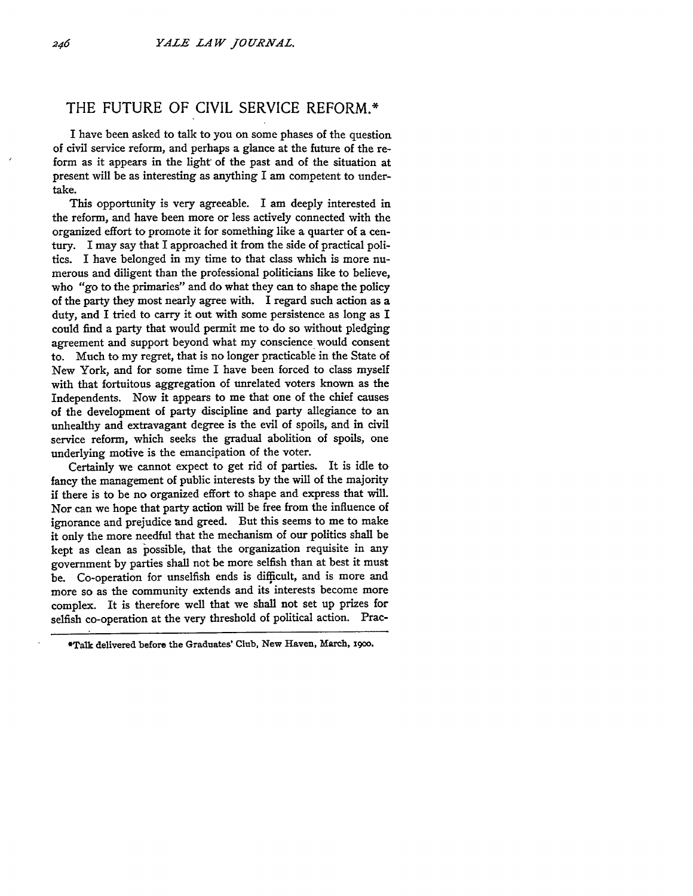# THE FUTURE OF CIVIL SERVICE REFORM.*

I have been asked to talk to you on some phases of the question of civil service reform, and perhaps a glance at the future of the reform as it appears in the light of the past and of the situation at present will be as interesting as anything I am competent to undertake.

This opportunity is very agreeable. I am deeply interested in the reform, and have been more or less actively connected with the organized effort to promote it for something like a quarter of a century. I may say that I approached it from the side of practical politics. I have belonged in my time to that class which is more numerous and diligent than the professional politicians like to believe, who "go to the primaries" and do what they can to shape the policy of the party they most nearly agree with. I regard such action as a duty, and I tried to carry it out with some persistence as long as I could find a party that would permit me to do so without pledging agreement and support beyond what my conscience would consent to. Much to my regret, that is no longer practicable in the State of New York, and for some time I have been forced to class myself with that fortuitous aggregation of unrelated voters known as the Independents. Now it appears to me that one of the chief causes of the development of party discipline and party allegiance to an unhealthy and extravagant degree is the evil of spoils, and in civil service reform, which seeks the gradual abolition of spoils, one underlying motive is the emancipation of the voter.

Certainly we cannot expect to get rid of parties. It is idle to fancy the management of public interests by the will of the majority if there is to be no organized effort to shape and express that will. Nor can we hope that party action will be free from the influence of ignorance and prejudice and greed. But this seems to me to make it only the more needful that the mechanism of our politics shall be kept as clean as possible, that the organization requisite in any government by parties shall not be more selfish than at best it must be. Co-operation for unselfish ends is difficult, and is more and more so as the community extends and its interests become more complex. It is therefore well that we shall not set up prizes for selfish co-operation at the very threshold of political action. Prac-

*Talk delivered before the Graduates' Club, New Haven, March, 1900.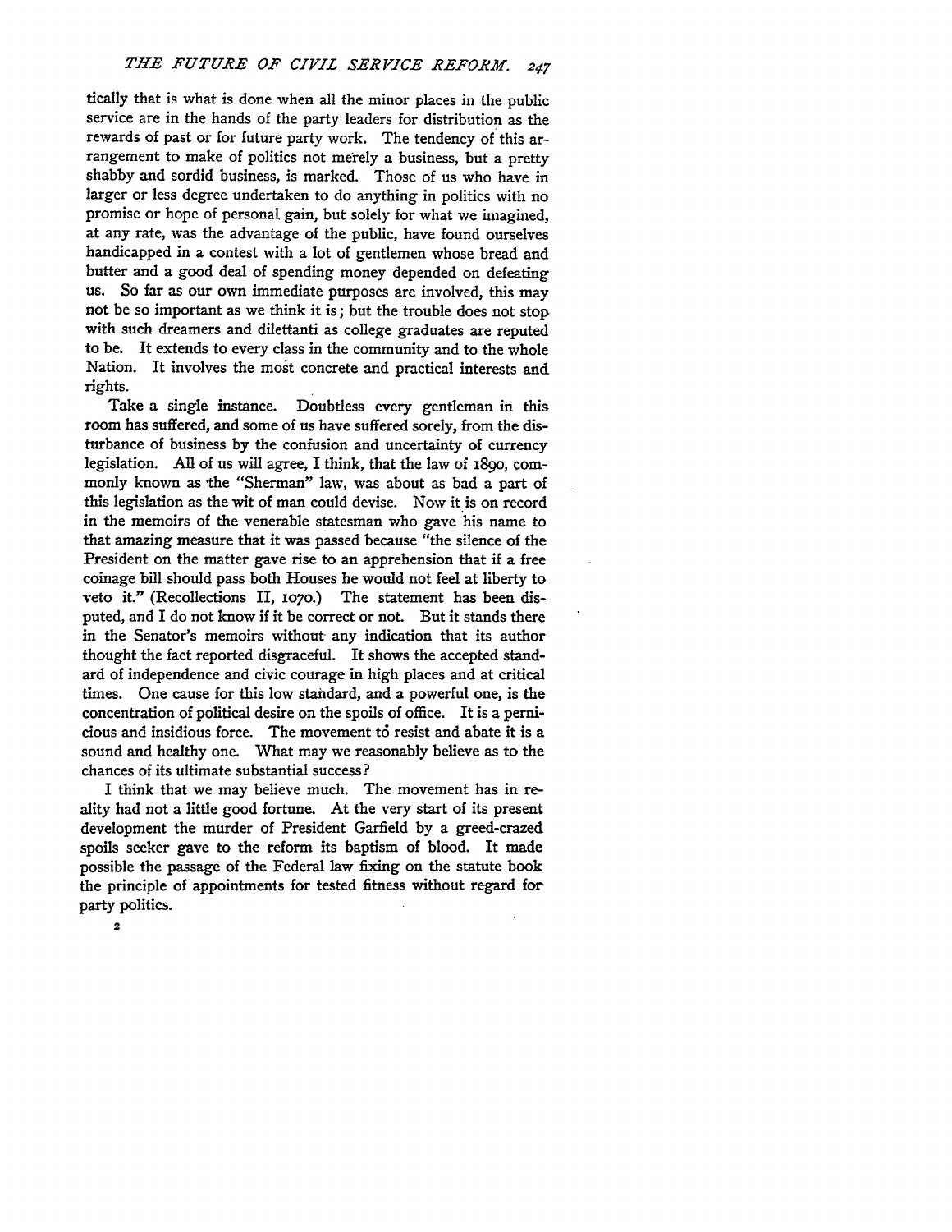tically that is what is done when all the minor places in the public service are in the hands of the party leaders for distribution as the rewards of past or for future party work. The tendency of this arrangement to make of politics not merely a business, but a pretty shabby and sordid business, is marked. Those of us who have in larger or less degree undertaken to do anything in politics with no promise or hope of personal gain, but solely for what we imagined, at any rate, was the advantage of the public, have found ourselves handicapped in a contest with a lot of gentlemen whose bread and butter and a good deal of spending money depended on defeating us. So far as our own immediate purposes are involved, this may not be so important as we think it is; but the trouble does not stop with such dreamers and dilettanti as college graduates are reputed to be. It extends to every class in the community and to the whole Nation. It involves the most concrete and practical interests and rights.

Take a single instance. Doubtless every gentleman in this room has suffered, and some of us have suffered sorely, from the disturbance of business by the confusion and uncertainty of currency legislation. All of us will agree, I think, that the law of 1890, commonly known as the "Sherman" law, was about as bad a part of this legislation as the wit of man could devise. Now it is on record in the memoirs of the venerable statesman who gave his name to that amazing measure that it was passed because "the silence of the President on the matter gave rise to an apprehension that if a free coinage bill should pass both Houses he would not feel at liberty to veto it." (Recollections II, 1070.) The statement has been disputed, and I do not know if it be correct or not. But it stands there in the Senator's memoirs without any indication that its author thought the fact reported disgraceful. It shows the accepted standard of independence and civic courage in high places and at critical times. One cause for this low standard, and a powerful one, is the concentration of political desire on the spoils of office. It is a pernicious and insidious force. The movement to resist and abate it is a sound and healthy one. What may we reasonably believe as to the chances of its ultimate substantial success?

I think that we may believe much. The movement has in reality had not a little good fortune. At the very start of its present development the murder of President Garfield by a greed-crazed spoils seeker gave to the reform its baptism of blood. It made possible the passage of the Federal law fixing on the statute book the principle of appointments for tested fitness without regard for party politics.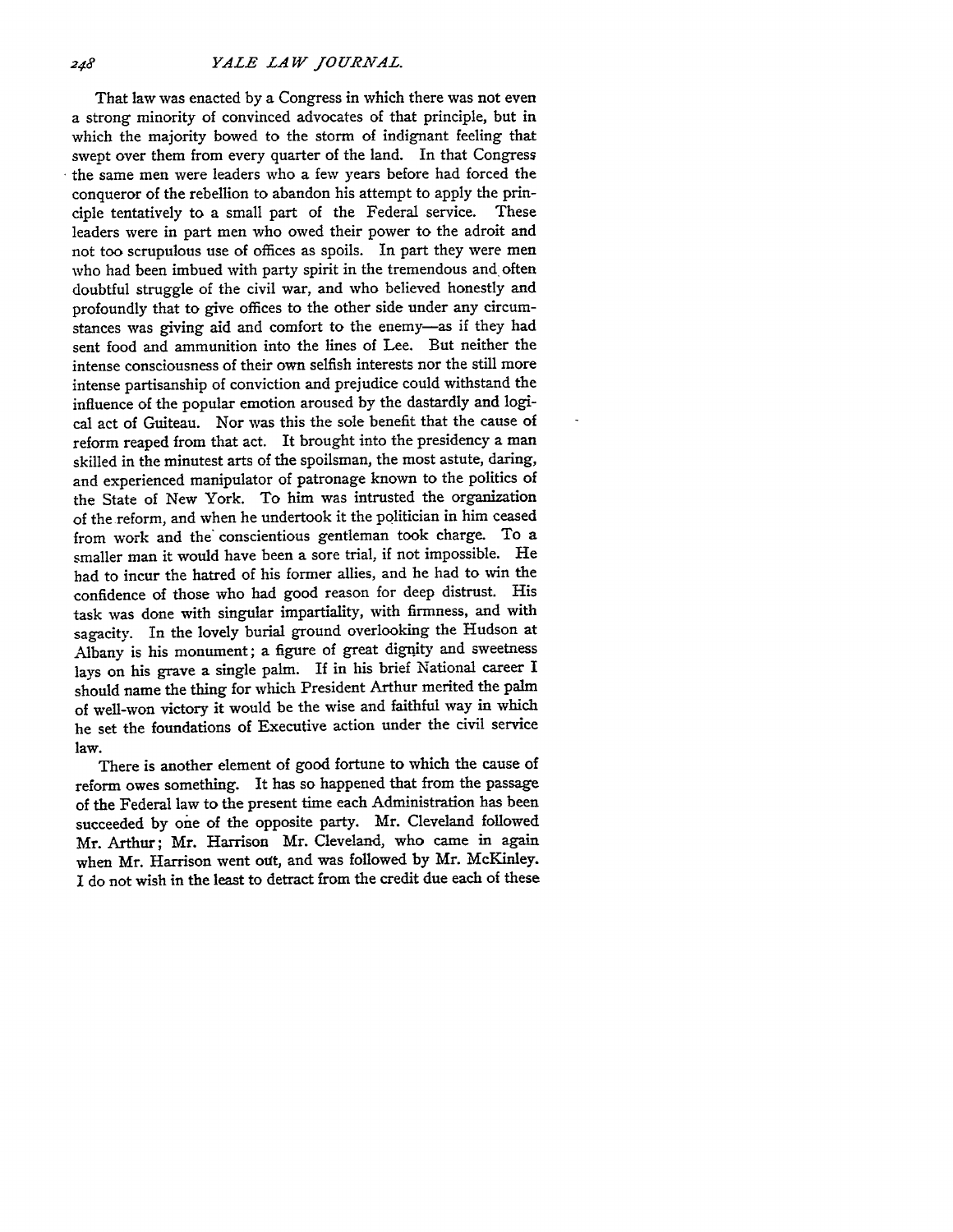That law was enacted by a Congress in which there was not even a strong minority of convinced advocates of that principle, but in which the majority bowed to the storm of indignant feeling that swept over them from every quarter of the land. In that Congress the same men were leaders who a few years before had forced the conqueror of the rebellion to abandon his attempt to apply the principle tentatively to a small part of the Federal service. These leaders were in part men who owed their power to the adroit and not too scrupulous use of offices as spoils. In part they were men who had been imbued with party spirit in the tremendous and often doubtful struggle of the civil war, and who believed honestly and profoundly that to give offices to the other side under any circumstances was giving aid and comfort to the enemy—as if they had sent food and ammunition into the lines of Lee. But neither the intense consciousness of their own selfish interests nor the still more intense partisanship of conviction and prejudice could withstand the influence of the popular emotion aroused by the dastardly and logical act of Guiteau. Nor was this the sole benefit that the cause of reform reaped from that act. It brought into the presidency a man skilled in the minutest arts of the spoilsman, the most astute, daring, and experienced manipulator of patronage known to the politics of the State of New York. To him was intrusted the organization of the reform, and when he undertook it the politician in him ceased from work and the conscientious gentleman took charge. To a smaller man it would have been a sore trial, if not impossible. He had to incur the hatred of his former allies, and he had to win the confidence of those who had good reason for deep distrust. His task was done with singular impartiality, with firmness, and with sagacity. In the lovely burial ground overlooking the Hudson at Albany is his monument; a figure of great dignity and sweetness lays on his grave a single palm. If in his brief National career I should name the thing for which President Arthur merited the palm of well-won victory it would be the wise and faithful way in which he set the foundations of Executive action under the civil service law.

There is another element of good fortune to which the cause of reform owes something. It has so happened that from the passage of the Federal law to the present time each Administration has been succeeded by one of the opposite party. Mr. Cleveland followed Mr. Arthur; Mr. Harrison Mr. Cleveland, who came in again when Mr. Harrison went out, and was followed by Mr. McKinley. I do not wish in the least to detract from the credit due each of these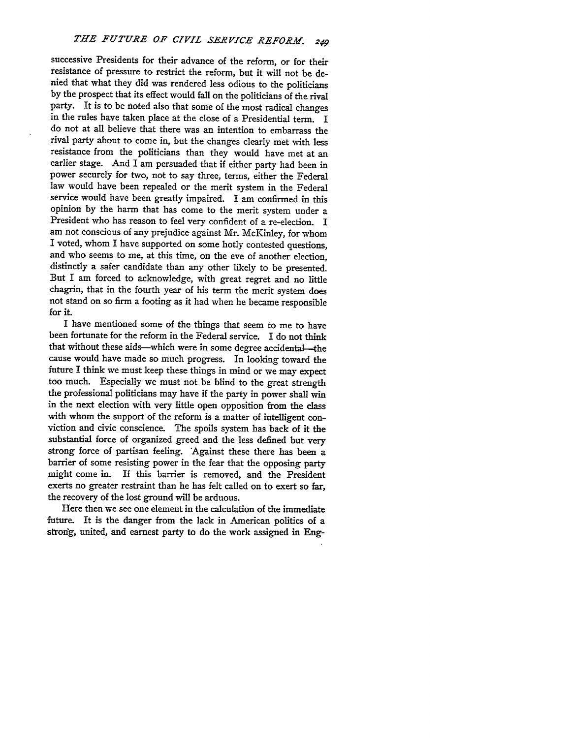successive Presidents for their advance of the reform, or for their resistance of pressure to restrict the reform, but it will not be denied that what they did was rendered less odious to the politicians by the prospect that its effect would fall on the politicians of the rival party. It is to be noted also that some of the most radical changes in the rules have taken place at the close of a Presidential term. I do not at all believe that there was an intention to embarrass the rival party about to come in, but the changes clearly met with less resistance from the politicians than they would have met at an earlier stage. And I am persuaded that if either party had been in power securely for two, not to say three, terms, either the Federal law would have been repealed or the merit system in the Federal service would have been greatly impaired. I am confirmed in this opinion by the harm that has come to the merit system under a President who has reason to feel very confident of a re-election. I am not conscious of any prejudice against Mr. McKinley, for whom I voted, whom I have supported on some hotly contested questions, and who seems to me, at this time, on the eve of another election, distinctly a safer candidate than any other likely to be presented. But I am forced to acknowledge, with great regret and no little chagrin, that in the fourth year of his term the merit system does not stand on so firm a footing as it had when he became responsible for it.

I have mentioned some of the things that seem to me to have been fortunate for the reform in the Federal service. I do not think that without these aids—which were in some degree accidental—the cause would have made so much progress. In looking toward the future I think we must keep these things in mind or we may expect too much. Especially we must not be blind to the great strength the professional politicians may have if the party in power shall win in the next election with very little open opposition from the class with whom the support of the reform is a matter of intelligent conviction and civic conscience. The spoils system has back of it the substantial force of organized greed and the less defined but very strong force of partisan feeling. Against these there has been a barrier of some resisting power in the fear that the opposing party might come in. If this barrier is removed, and the President exerts no greater restraint than he has felt called on to exert so far, the recovery of the lost ground will be arduous.

Here then we see one element in the calculation of the immediate future. It is the danger from the lack in American politics of a strong, united, and earnest party to do the work assigned in Eng-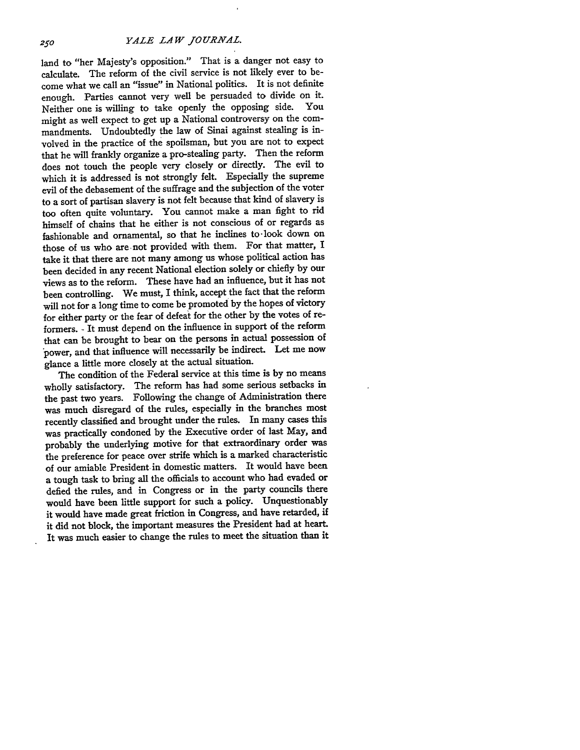land to "her Majesty's opposition." That is a danger not easy to calculate. The reform of the civil service is not likely ever to become what we call an "issue" in National politics. It is not definite enough. Parties cannot very well be persuaded to divide on it. Neither one is willing to take openly the opposing side. You might as well expect to get up a National controversy on the commandments. Undoubtedly the law of Sinai against stealing is involved in the practice of the spoilsman, but you are not to expect that he will frankly organize a pro-stealing party. Then the reform does not touch the people very closely or directly. The evil to which it is addressed is not strongly felt. Especially the supreme evil of the debasement of the suffrage and the subjection of the voter to a sort of partisan slavery is not felt because that kind of slavery is too often quite voluntary. You cannot make a man fight to rid himself of chains that he either is not conscious of or regards as fashionable and ornamental, so that he inclines to look down on those of us who are not provided with them. For that matter, I take it that there are not many among us whose political action has been decided in any recent National election solely or chiefly by our views as to the reform. These have had an influence, but it has not been controlling. We must, I think, accept the fact that the reform will not for a long time to come be promoted by the hopes of victory for either party or the fear of defeat for the other by the votes of reformers. It must depend on the influence in support of the reform that can be brought to bear on the persons in actual possession of power, and that influence will necessarily be indirect. Let me now glance a little more closely at the actual situation.

The condition of the Federal service at this time is by no means wholly satisfactory. The reform has had some serious setbacks in the past two years. Following the change of Administration there was much disregard of the rules, especially in the branches most recently classified and brought under the rules. In many cases this was practically condoned by the Executive order of last May, and probably the underlying motive for that extraordinary order was the preference for peace over strife which is a marked characteristic of our amiable President in domestic matters. It would have been a tough task to bring all the officials to account who had evaded or defied the rules, and in Congress or in the party councils there would have been little support for such a policy. Unquestionably it would have made great friction in Congress, and have retarded, if it did not block, the important measures the President had at heart. It was much easier to change the rules to meet the situation than it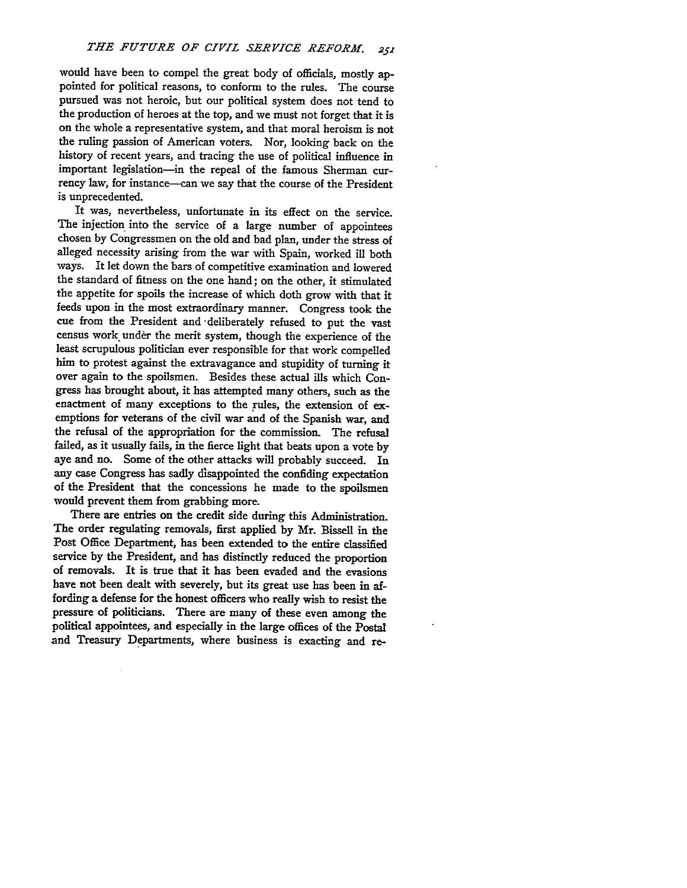would have been to compel the great body of officials, mostly appointed for political reasons, to conform to the rules. The course pursued was not heroic, but our political system does not tend to the production of heroes at the top, and we must not forget that it is on the whole a representative system, and that moral heroism is not the ruling passion of American voters. Nor, looking back on the history of recent years, and tracing the use of political influence in important legislation—in the repeal of the famous Sherman currency law, for instance—can we say that the course of the President is unprecedented.

It was, nevertheless, unfortunate in its effect on the service. The injection into the service of a large number of appointees chosen by Congressmen on the old and bad plan, under the stress of alleged necessity arising from the war with Spain, worked ill both ways. It let down the bars of competitive examination and lowered the standard of fitness on the one hand; on the other, it stimulated the appetite for spoils the increase of which doth grow with that it feeds upon in the most extraordinary manner. Congress took the cue from the President and deliberately refused to put the vast census work under the merit system, though the experience of the least scrupulous politician ever responsible for that work compelled him to protest against the extravagance and stupidity of turning it over again to the spoilsmen. Besides these actual ills which Congress has brought about, it has attempted many others, such as the enactment of many exceptions to the rules, the extension of exemptions for veterans of the civil war and of the Spanish war, and the refusal of the appropriation for the commission. The refusal failed, as it usually fails, in the fierce light that beats upon a vote by aye and no. Some of the other attacks will probably succeed. In any case Congress has sadly disappointed the confiding expectation of the President that the concessions he made to the spoilsmen would prevent them from grabbing more.

There are entries on the credit side during this Administration. The order regulating removals, first applied by Mr. Bissell in the Post Office Department, has been extended to the entire classified service by the President, and has distinctly reduced the proportion of removals. It is true that it has been evaded and the evasions have not been dealt with severely, but its great use has been in affording a defense for the honest officers who really wish to resist the pressure of politicians. There are many of these even among the political appointees, and especially in the large offices of the Postal and Treasury Departments, where business is exacting and re-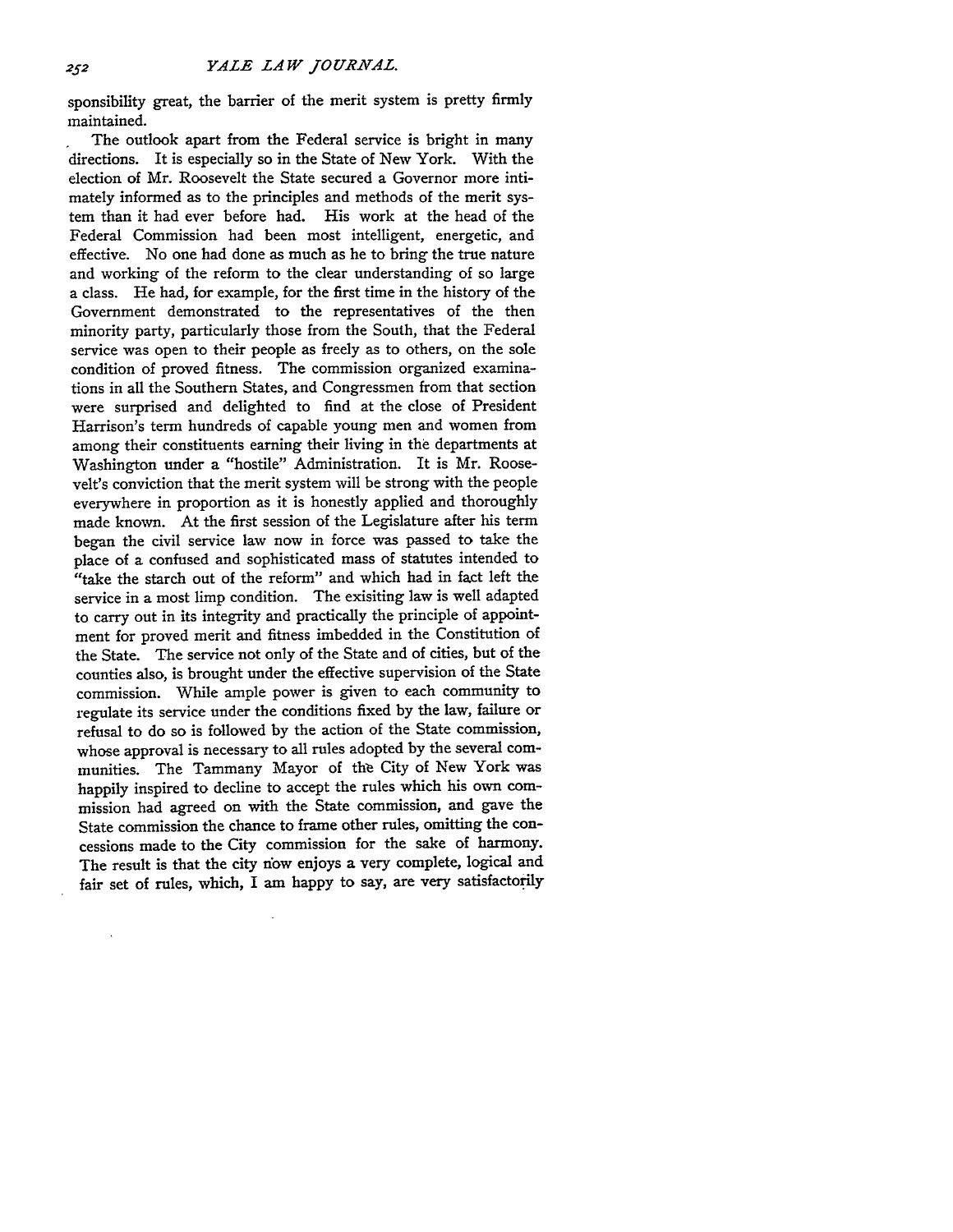sponsibility great, the barrier of the merit system is pretty firmly maintained.

The outlook apart from the Federal service is bright in many directions. It is especially so in the State of New York. With the election of Mr. Roosevelt the State secured a Governor more intimately informed as to the principles and methods of the merit system than it had ever before had. His work at the head of the Federal Commission had been most intelligent, energetic, and effective. No one had done as much as he to bring the true nature and working of the reform to the clear understanding of so large a class. He had, for example, for the first time in the history of the Government demonstrated to the representatives of the then minority party, particularly those from the South, that the Federal service was open to their people as freely as to others, on the sole condition of proved fitness. The commission organized examinations in all the Southern States, and Congressmen from that section were surprised and delighted to find at the close of President Harrison's term hundreds of capable young men and women from among their constituents earning their living in the departments at Washington under a "hostile" Administration. It is Mr. Roosevelt's conviction that the merit system will be strong with the people everywhere in proportion as it is honestly applied and thoroughly made known. At the first session of the Legislature after his term began the civil service law now in force was passed to take the place of a confused and sophisticated mass of statutes intended to "take the starch out of the reform" and which had in fact left the service in a most limp condition. The exisiting law is well adapted to carry out in its integrity and practically the principle of appointment for proved merit and fitness imbedded in the Constitution of the State. The service not only of the State and of cities, but of the counties also, is brought under the effective supervision of the State commission. While ample power is given to each community to regulate its service under the conditions fixed by the law, failure or refusal to do so is followed by the action of the State commission, whose approval is necessary to all rules adopted by the several communities. The Tammany Mayor of the City of New York was happily inspired to decline to accept the rules which his own commission had agreed on with the State commission, and gave the State commission the chance to frame other rules, omitting the concessions made to the City commission for the sake of harmony. The result is that the city now enjoys a very complete, logical and fair set of rules, which, I am happy to say, are very satisfactorily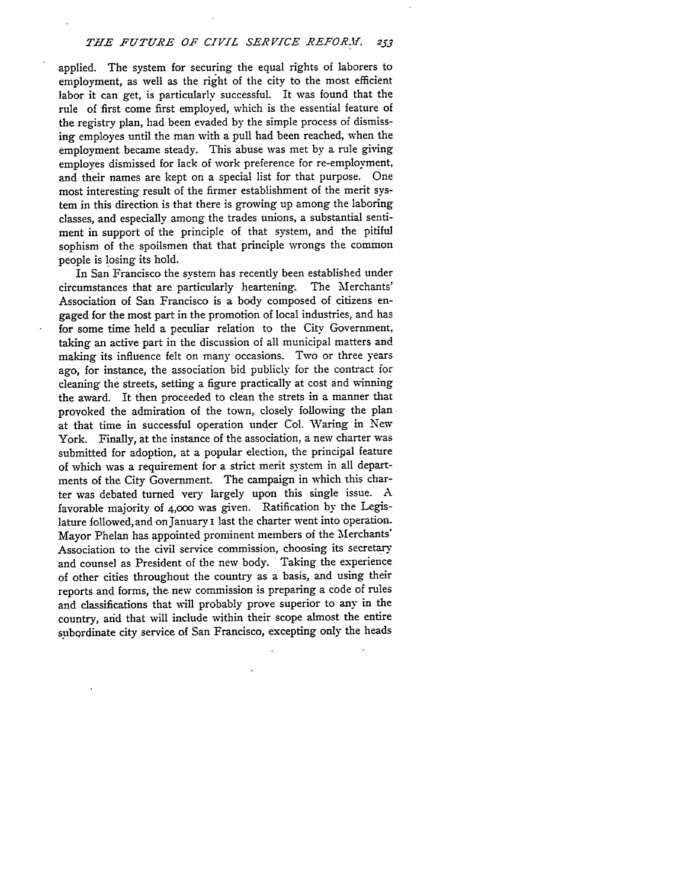applied. The system for securing the equal rights of laborers to employment, as well as the right of the city to the most efficient labor it can get, is particularly successful. It was found that the rule of first come first employed, which is the essential feature of the registry plan, had been evaded by the simple process of dismissing employes until the man with a pull had been reached, when the employment became steady. This abuse was met by a rule giving employes dismissed for lack of work preference for re-employment, and their names are kept on a special list for that purpose. One most interesting result of the firmer establishment of the merit system in this direction is that there is growing up among the laboring classes, and especially among the trades unions, a substantial sentiment in support of the principle of that system, and the pitiful sophism of the spoilsmen that that principle wrongs the common people is losing its hold.

In San Francisco the system has recently been established under circumstances that are particularly heartening. The Merchants' Association of San Francisco is a body composed of citizens engaged for the most part in the promotion of local industries, and has for some time held a peculiar relation to the City Government, taking an active part in the discussion of all municipal matters and making its influence felt on many occasions. Two or three years ago, for instance, the association bid publicly for the contract for cleaning the streets, setting a figure practically at cost and winning the award. It then proceeded to clean the strets in a manner that provoked the admiration of the town, closely following the plan at that time in successful operation under Col. Waring in New York. Finally, at the instance of the association, a new charter was submitted for adoption, at a popular election, the principal feature of which was a requirement for a strict merit system in all departments of the City Government. The campaign in which this charter was debated turned very largely upon this single issue. A favorable majority of 4,000 was given. Ratification by the Legislature followed, and on January 1 last the charter went into operation. Mayor Phelan has appointed prominent members of the Merchants' Association to the civil service commission, choosing its secretary and counsel as President of the new body. Taking the experience of other cities throughout the country as a basis, and using their reports and forms, the new commission is preparing a code of rules and classifications that will probably prove superior to any in the country, and that will include within their scope almost the entire subordinate city service of San Francisco, excepting only the heads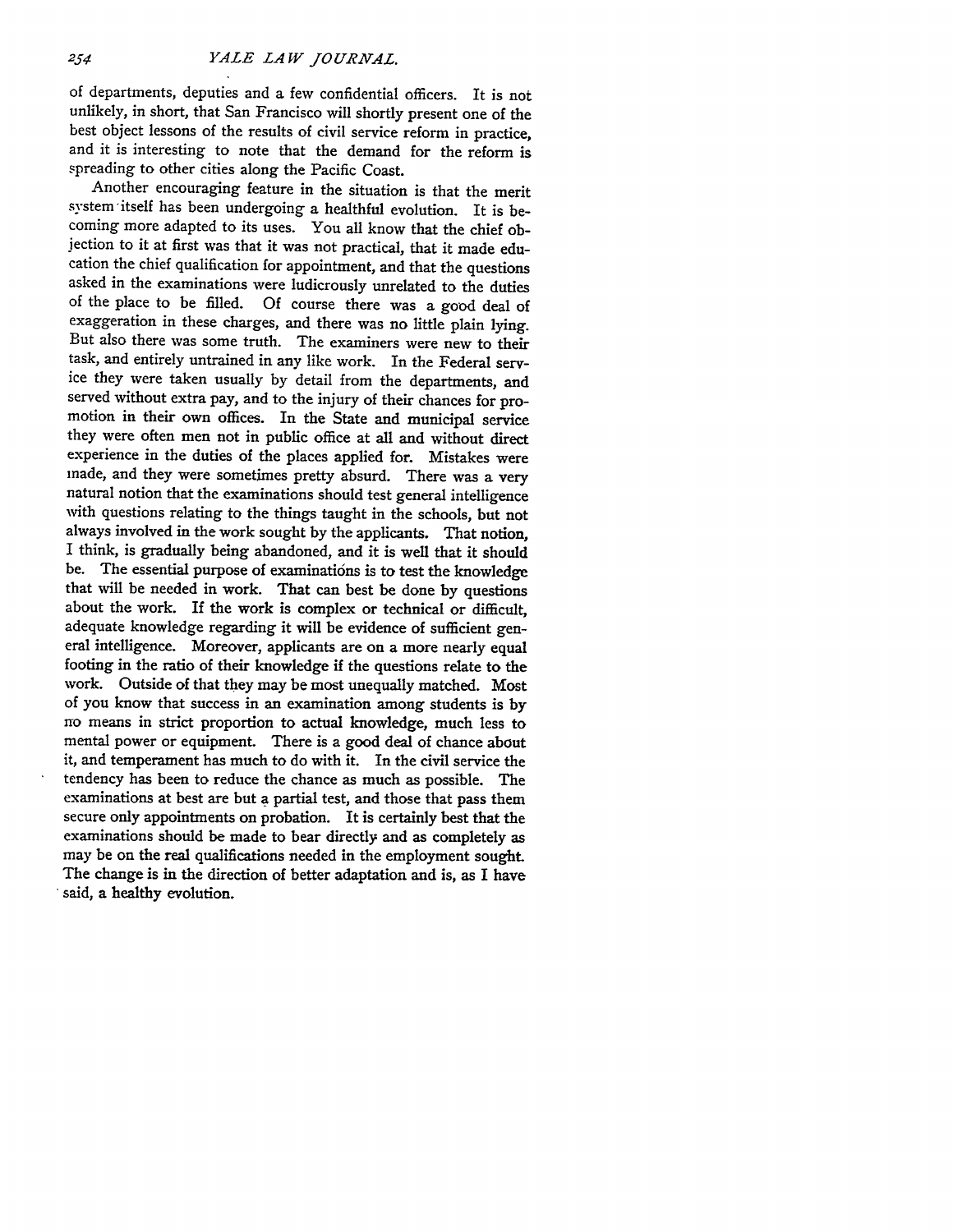of departments, deputies and a few confidential officers. It is not unlikely, in short, that San Francisco will shortly present one of the best object lessons of the results of civil service reform in practice, and it is interesting to note that the demand for the reform is spreading to other cities along the Pacific Coast.

Another encouraging feature in the situation is that the merit system itself has been undergoing a healthful evolution. It is becoming more adapted to its uses. You all know that the chief objection to it at first was that it was not practical, that it made education the chief qualification for appointment, and that the questions asked in the examinations were ludicrously unrelated to the duties of the place to be filled. Of course there was a good deal of exaggeration in these charges, and there was no little plain lying. But also there was some truth. The examiners were new to their task, and entirely untrained in any like work. In the Federal service they were taken usually by detail from the departments, and served without extra pay, and to the injury of their chances for promotion in their own offices. In the State and municipal service they were often men not in public office at all and without direct experience in the duties of the places applied for. Mistakes were made, and they were sometimes pretty absurd. There was a very natural notion that the examinations should test general intelligence with questions relating to the things taught in the schools, but not always involved in the work sought by the applicants. That notion, I think, is gradually being abandoned, and it is well that it should be. The essential purpose of examinations is to test the knowledge that will be needed in work. That can best be done by questions about the work. If the work is complex or technical or difficult, adequate knowledge regarding it will be evidence of sufficient general intelligence. Moreover, applicants are on a more nearly equal footing in the ratio of their knowledge if the questions relate to the work. Outside of that they may be most unequally matched. Most of you know that success in an examination among students is by no means in strict proportion to actual knowledge, much less to mental power or equipment. There is a good deal of chance about it, and temperament has much to do with it. In the civil service the tendency has been to reduce the chance as much as possible. The examinations at best are but a partial test, and those that pass them secure only appointments on probation. It is certainly best that the examinations should be made to bear directly and as completely as may be on the real qualifications needed in the employment sought. The change is in the direction of better adaptation and is, as I have said, a healthy evolution.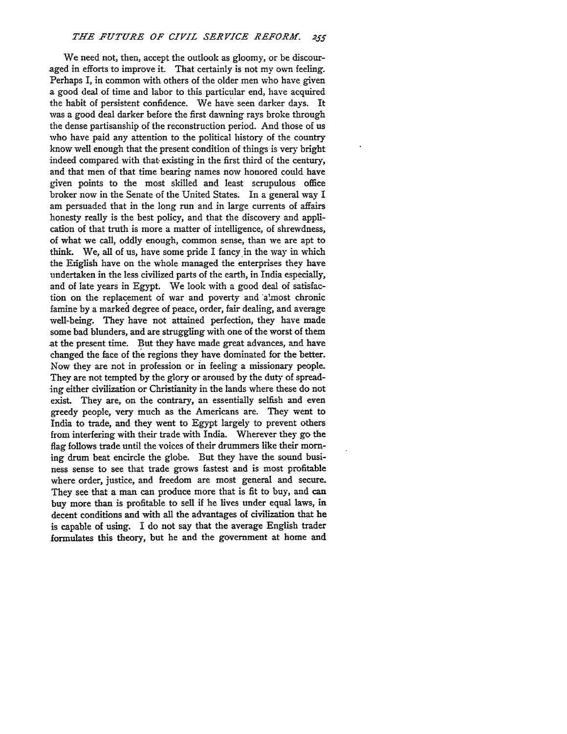We need not, then, accept the outlook as gloomy, or be discouraged in efforts to improve it. That certainly is not my own feeling. Perhaps I, in common with others of the older men who have given a good deal of time and labor to this particular end, have acquired the habit of persistent confidence. We have seen darker days. It was a good deal darker before the first dawning rays broke through the dense partisanship of the reconstruction period. And those of us who have paid any attention to the political history of the country know well enough that the present condition of things is very bright indeed compared with that existing in the first third of the century, and that men of that time bearing names now honored could have given points to the most skilled and least scrupulous office broker now in the Senate of the United States. In a general way I am persuaded that in the long run and in large currents of affairs honesty really is the best policy, and that the discovery and application of that truth is more a matter of intelligence, of shrewdness, of what we call, oddly enough, common sense, than we are apt to think. We, all of us, have some pride I fancy in the way in which the English have on the whole managed the enterprises they have undertaken in the less civilized parts of the earth, in India especially, and of late years in Egypt. We look with a good deal of satisfaction on the replacement of war and poverty and almost chronic famine by a marked degree of peace, order, fair dealing, and average well-being. They have not attained perfection, they have made some bad blunders, and are struggling with one of the worst of them at the present time. But they have made great advances, and have changed the face of the regions they have dominated for the better. Now they are not in profession or in feeling a missionary people. They are not tempted by the glory or aroused by the duty of spreading either civilization or Christianity in the lands where these do not exist. They are, on the contrary, an essentially selfish and even greedy people, very much as the Americans are. They went to India to trade, and they went to Egypt largely to prevent others from interfering with their trade with India. Wherever they go the flag follows trade until the voices of their drummers like their morning drum beat encircle the globe. But they have the sound business sense to see that trade grows fastest and is most profitable where order, justice, and freedom are most general and secure. They see that a man can produce more that is fit to buy, and can buy more than is profitable to sell if he lives under equal laws, in decent conditions and with all the advantages of civilization that he is capable of using. I do not say that the average English trader formulates this theory, but he and the government at home and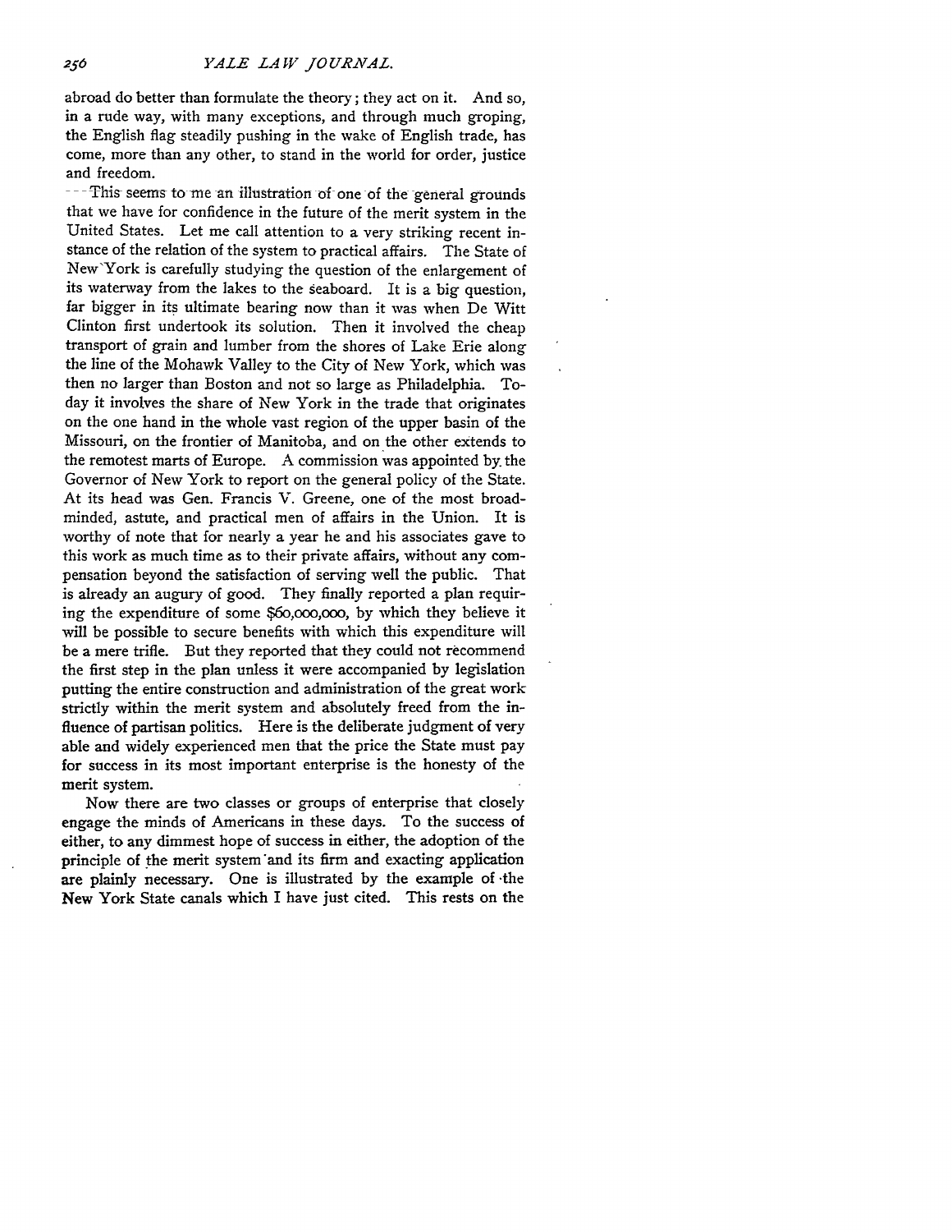abroad do better than formulate the theory; they act on it. And so, in a rude way, with many exceptions, and through much groping, the English flag steadily pushing in the wake of English trade, has come, more than any other, to stand in the world for order, justice and freedom.

This seems to me an illustration of one of the general grounds that we have for confidence in the future of the merit system in the United States. Let me call attention to a very striking recent instance of the relation of the system to practical affairs. The State of New York is carefully studying the question of the enlargement of its waterway from the lakes to the seaboard. It is a big question, far bigger in its ultimate bearing now than it was when De Witt Clinton first undertook its solution. Then it involved the cheap transport of grain and lumber from the shores of Lake Erie along the line of the Mohawk Valley to the City of New York, which was then no larger than Boston and not so large as Philadelphia. To-day it involves the share of New York in the trade that originates on the one hand in the whole vast region of the upper basin of the Missouri, on the frontier of Manitoba, and on the other extends to the remotest marts of Europe. A commission was appointed by the Governor of New York to report on the general policy of the State. At its head was Gen. Francis V. Greene, one of the most broad-minded, astute, and practical men of affairs in the Union. It is worthy of note that for nearly a year he and his associates gave to this work as much time as to their private affairs, without any compensation beyond the satisfaction of serving well the public. That is already an augury of good. They finally reported a plan requiring the expenditure of some $60,000,000, by which they believe it will be possible to secure benefits with which this expenditure will be a mere trifle. But they reported that they could not recommend the first step in the plan unless it were accompanied by legislation putting the entire construction and administration of the great work strictly within the merit system and absolutely freed from the influence of partisan politics. Here is the deliberate judgment of very able and widely experienced men that the price the State must pay for success in its most important enterprise is the honesty of the merit system.

Now there are two classes or groups of enterprise that closely engage the minds of Americans in these days. To the success of either, to any dimmest hope of success in either, the adoption of the principle of the merit system and its firm and exacting application are plainly necessary. One is illustrated by the example of the New York State canals which I have just cited. This rests on the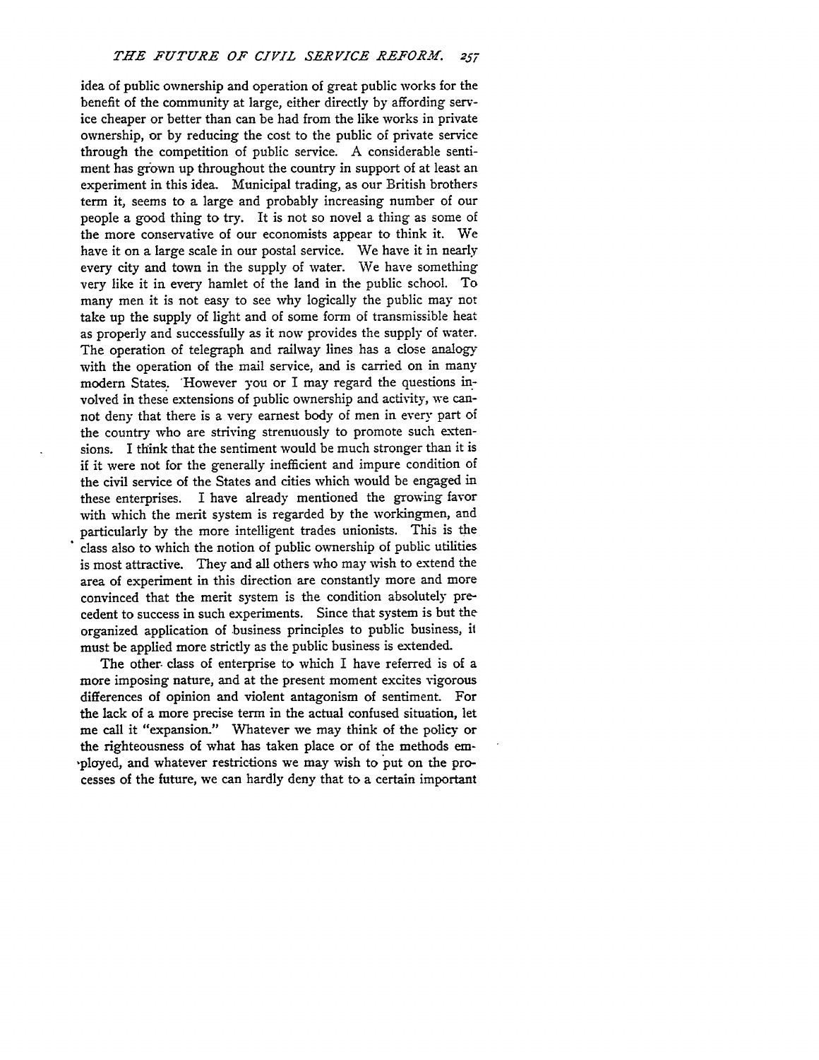idea of public ownership and operation of great public works for the benefit of the community at large, either directly by affording service cheaper or better than can be had from the like works in private ownership, or by reducing the cost to the public of private service through the competition of public service. A considerable sentiment has grown up throughout the country in support of at least an experiment in this idea. Municipal trading, as our British brothers term it, seems to a large and probably increasing number of our people a good thing to try. It is not so novel a thing as some of the more conservative of our economists appear to think it. We have it on a large scale in our postal service. We have it in nearly every city and town in the supply of water. We have something very like it in every hamlet of the land in the public school. To many men it is not easy to see why logically the public may not take up the supply of light and of some form of transmissible heat as properly and successfully as it now provides the supply of water. The operation of telegraph and railway lines has a close analogy with the operation of the mail service, and is carried on in many modern States. However you or I may regard the questions involved in these extensions of public ownership and activity, we cannot deny that there is a very earnest body of men in every part of the country who are striving strenuously to promote such extensions. I think that the sentiment would be much stronger than it is if it were not for the generally inefficient and impure condition of the civil service of the States and cities which would be engaged in these enterprises. I have already mentioned the growing favor with which the merit system is regarded by the workingmen, and particularly by the more intelligent trades unionists. This is the class also to which the notion of public ownership of public utilities is most attractive. They and all others who may wish to extend the area of experiment in this direction are constantly more and more convinced that the merit system is the condition absolutely precedent to success in such experiments. Since that system is but the organized application of business principles to public business, it must be applied more strictly as the public business is extended.

The other class of enterprise to which I have referred is of a more imposing nature, and at the present moment excites vigorous differences of opinion and violent antagonism of sentiment. For the lack of a more precise term in the actual confused situation, let me call it "expansion." Whatever we may think of the policy or the righteousness of what has taken place or of the methods employed, and whatever restrictions we may wish to put on the processes of the future, we can hardly deny that to a certain important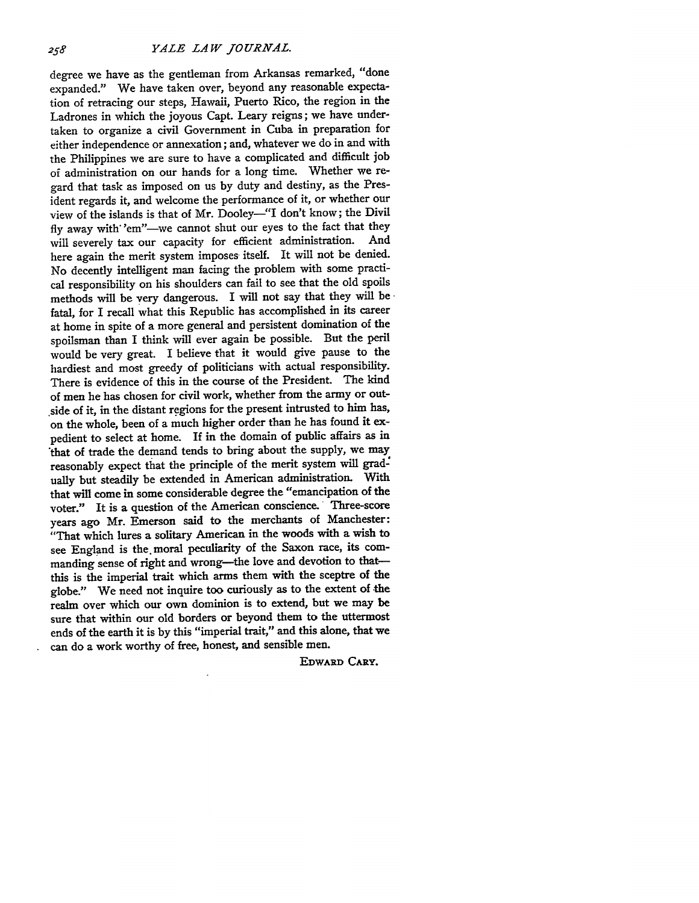degree we have as the gentleman from Arkansas remarked, "done expanded." We have taken over, beyond any reasonable expectation of retracing our steps, Hawaii, Puerto Rico, the region in the Ladrones in which the joyous Capt. Leary reigns; we have undertaken to organize a civil Government in Cuba in preparation for either independence or annexation; and, whatever we do in and with the Philippines we are sure to have a complicated and difficult job of administration on our hands for a long time. Whether we regard that task as imposed on us by duty and destiny, as the President regards it, and welcome the performance of it, or whether our view of the islands is that of Mr. Dooley—"I don't know; the Divil fly away with 'em"—we cannot shut our eyes to the fact that they will severely tax our capacity for efficient administration. And here again the merit system imposes itself. It will not be denied. No decently intelligent man facing the problem with some practical responsibility on his shoulders can fail to see that the old spoils methods will be very dangerous. I will not say that they will be fatal, for I recall what this Republic has accomplished in its career at home in spite of a more general and persistent domination of the spoilsman than I think will ever again be possible. But the peril would be very great. I believe that it would give pause to the hardiest and most greedy of politicians with actual responsibility. There is evidence of this in the course of the President. The kind of men he has chosen for civil work, whether from the army or outside of it, in the distant regions for the present intrusted to him has, on the whole, been of a much higher order than he has found it expedient to select at home. If in the domain of public affairs as in that of trade the demand tends to bring about the supply, we may reasonably expect that the principle of the merit system will gradually but steadily be extended in American administration. With that will come in some considerable degree the "emancipation of the voter." It is a question of the American conscience. Three-score years ago Mr. Emerson said to the merchants of Manchester: "That which lures a solitary American in the woods with a wish to see England is the moral peculiarity of the Saxon race, its commanding sense of right and wrong—the love and devotion to that—this is the imperial trait which arms them with the sceptre of the globe." We need not inquire too curiously as to the extent of the realm over which our own dominion is to extend, but we may be sure that within our old borders or beyond them to the uttermost ends of the earth it is by this "imperial trait," and this alone, that we can do a work worthy of free, honest, and sensible men.

EDWARD CARY.